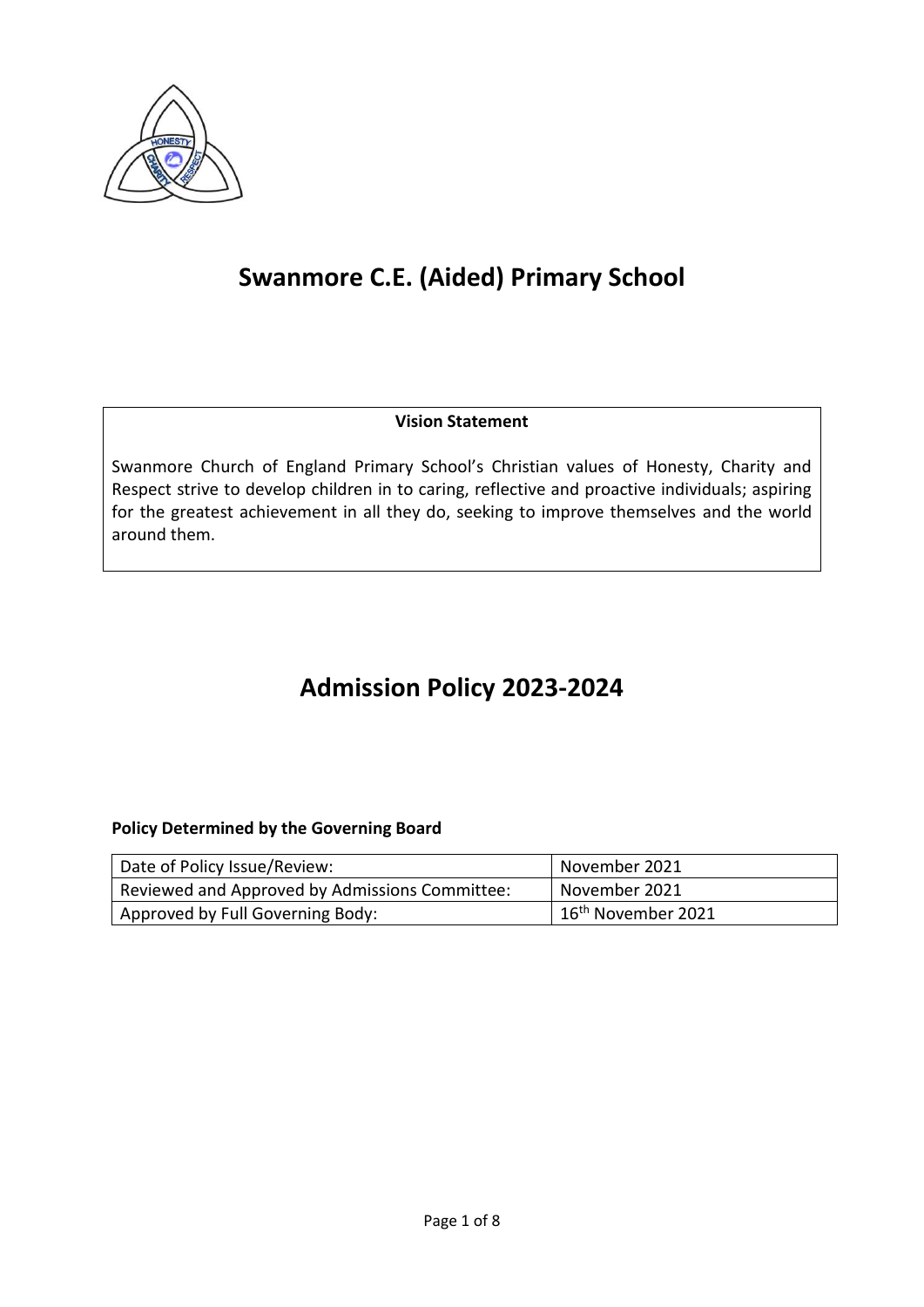# Swanmore C.E. (Aided) Primary School

**Vision Statement**

Swanmore Church of England Primary School's Christian values of Honesty, Charity and Respect strive to develop children in to caring, reflective and proactive individuals; aspiring for the greatest achievement in all they do, seeking to improve themselves and the world around them.

# Admission Policy 2023-2024

**Policy Determined by the Governing Board**

| Date of Policy Issue/Review: | November 2021 |
|---|---|
| Reviewed and Approved by Admissions Committee: | November 2021 |
| Approved by Full Governing Body: | 16th November 2021 |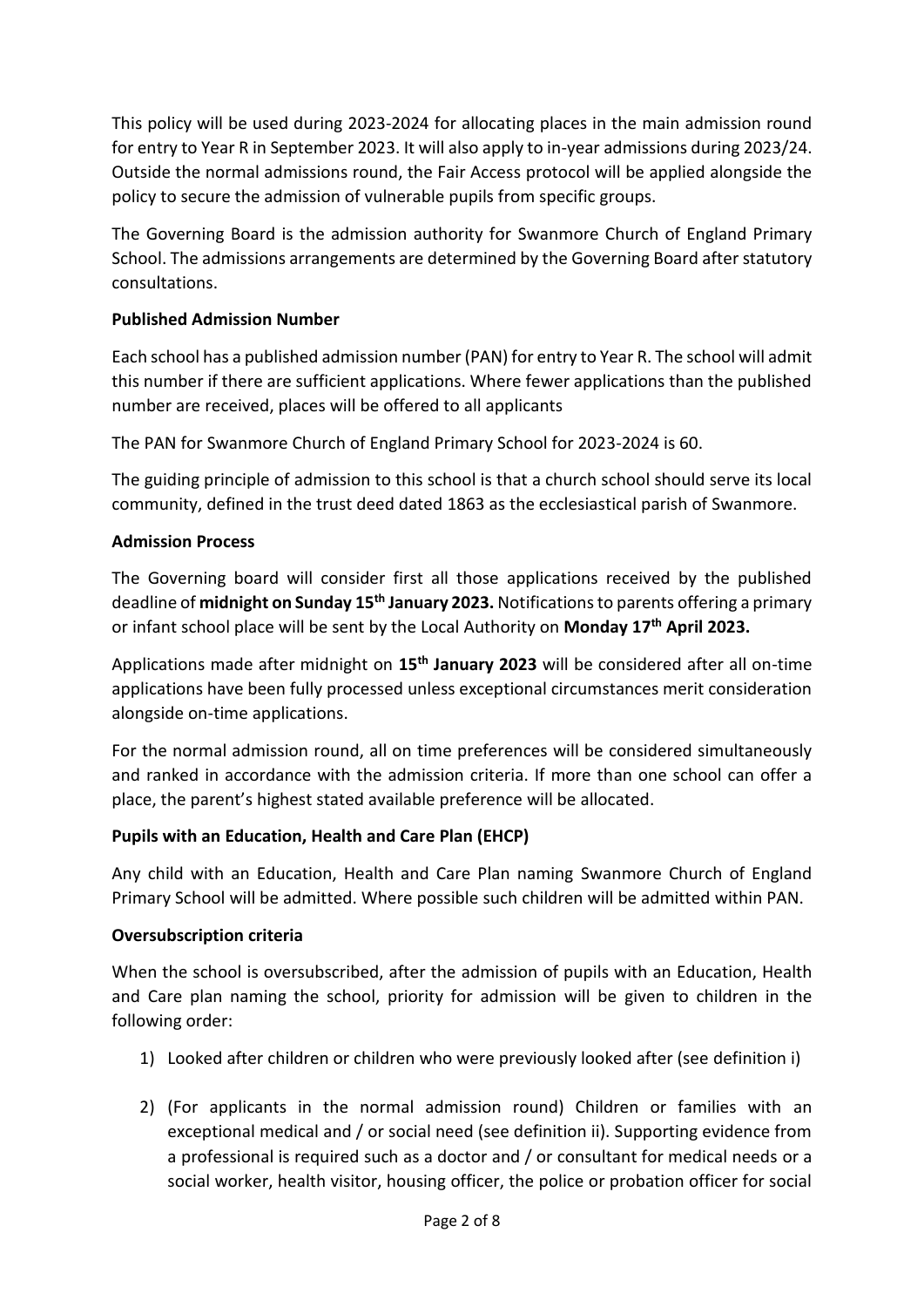This policy will be used during 2023-2024 for allocating places in the main admission round for entry to Year R in September 2023. It will also apply to in-year admissions during 2023/24. Outside the normal admissions round, the Fair Access protocol will be applied alongside the policy to secure the admission of vulnerable pupils from specific groups.

The Governing Board is the admission authority for Swanmore Church of England Primary School. The admissions arrangements are determined by the Governing Board after statutory consultations.

**Published Admission Number**

Each school has a published admission number (PAN) for entry to Year R. The school will admit this number if there are sufficient applications. Where fewer applications than the published number are received, places will be offered to all applicants

The PAN for Swanmore Church of England Primary School for 2023-2024 is 60.

The guiding principle of admission to this school is that a church school should serve its local community, defined in the trust deed dated 1863 as the ecclesiastical parish of Swanmore.

**Admission Process**

The Governing board will consider first all those applications received by the published deadline of **midnight on Sunday 15th January 2023.** Notifications to parents offering a primary or infant school place will be sent by the Local Authority on **Monday 17th April 2023.**

Applications made after midnight on **15th January 2023** will be considered after all on-time applications have been fully processed unless exceptional circumstances merit consideration alongside on-time applications.

For the normal admission round, all on time preferences will be considered simultaneously and ranked in accordance with the admission criteria. If more than one school can offer a place, the parent's highest stated available preference will be allocated.

**Pupils with an Education, Health and Care Plan (EHCP)**

Any child with an Education, Health and Care Plan naming Swanmore Church of England Primary School will be admitted. Where possible such children will be admitted within PAN.

**Oversubscription criteria**

When the school is oversubscribed, after the admission of pupils with an Education, Health and Care plan naming the school, priority for admission will be given to children in the following order:

1) Looked after children or children who were previously looked after (see definition i)

2) (For applicants in the normal admission round) Children or families with an exceptional medical and / or social need (see definition ii). Supporting evidence from a professional is required such as a doctor and / or consultant for medical needs or a social worker, health visitor, housing officer, the police or probation officer for social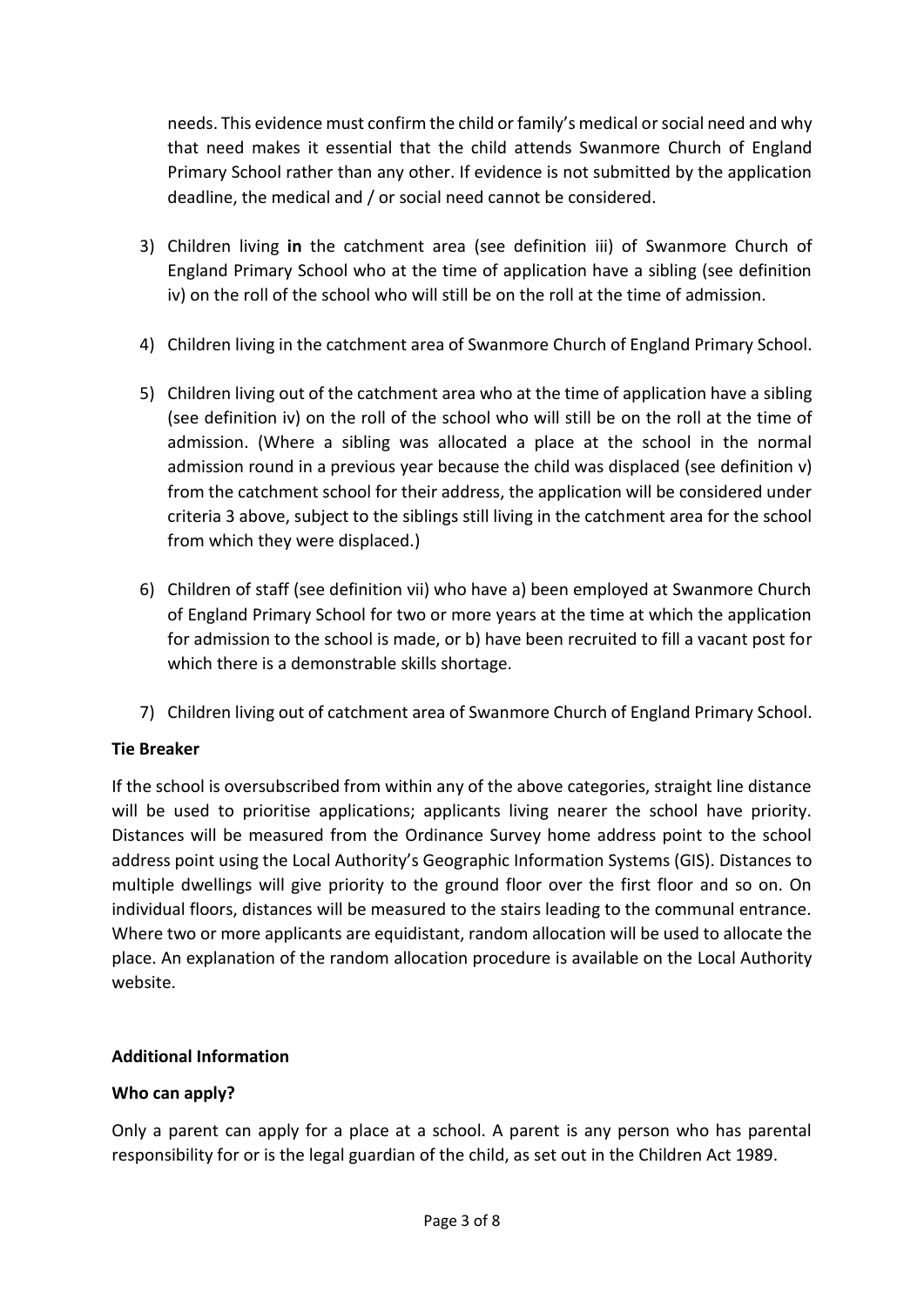needs. This evidence must confirm the child or family's medical or social need and why that need makes it essential that the child attends Swanmore Church of England Primary School rather than any other. If evidence is not submitted by the application deadline, the medical and / or social need cannot be considered.

3) Children living **in** the catchment area (see definition iii) of Swanmore Church of England Primary School who at the time of application have a sibling (see definition iv) on the roll of the school who will still be on the roll at the time of admission.

4) Children living in the catchment area of Swanmore Church of England Primary School.

5) Children living out of the catchment area who at the time of application have a sibling (see definition iv) on the roll of the school who will still be on the roll at the time of admission. (Where a sibling was allocated a place at the school in the normal admission round in a previous year because the child was displaced (see definition v) from the catchment school for their address, the application will be considered under criteria 3 above, subject to the siblings still living in the catchment area for the school from which they were displaced.)

6) Children of staff (see definition vii) who have a) been employed at Swanmore Church of England Primary School for two or more years at the time at which the application for admission to the school is made, or b) have been recruited to fill a vacant post for which there is a demonstrable skills shortage.

7) Children living out of catchment area of Swanmore Church of England Primary School.

**Tie Breaker**

If the school is oversubscribed from within any of the above categories, straight line distance will be used to prioritise applications; applicants living nearer the school have priority. Distances will be measured from the Ordinance Survey home address point to the school address point using the Local Authority's Geographic Information Systems (GIS). Distances to multiple dwellings will give priority to the ground floor over the first floor and so on. On individual floors, distances will be measured to the stairs leading to the communal entrance. Where two or more applicants are equidistant, random allocation will be used to allocate the place. An explanation of the random allocation procedure is available on the Local Authority website.

**Additional Information**

**Who can apply?**

Only a parent can apply for a place at a school. A parent is any person who has parental responsibility for or is the legal guardian of the child, as set out in the Children Act 1989.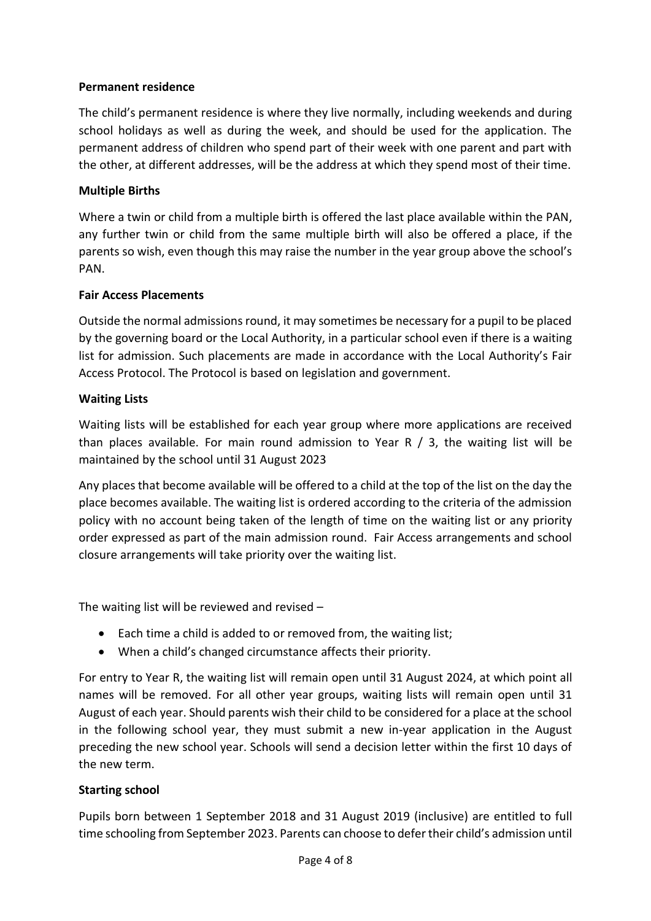**Permanent residence**

The child's permanent residence is where they live normally, including weekends and during school holidays as well as during the week, and should be used for the application. The permanent address of children who spend part of their week with one parent and part with the other, at different addresses, will be the address at which they spend most of their time.

**Multiple Births**

Where a twin or child from a multiple birth is offered the last place available within the PAN, any further twin or child from the same multiple birth will also be offered a place, if the parents so wish, even though this may raise the number in the year group above the school's PAN.

**Fair Access Placements**

Outside the normal admissions round, it may sometimes be necessary for a pupil to be placed by the governing board or the Local Authority, in a particular school even if there is a waiting list for admission. Such placements are made in accordance with the Local Authority's Fair Access Protocol. The Protocol is based on legislation and government.

**Waiting Lists**

Waiting lists will be established for each year group where more applications are received than places available. For main round admission to Year R / 3, the waiting list will be maintained by the school until 31 August 2023

Any places that become available will be offered to a child at the top of the list on the day the place becomes available. The waiting list is ordered according to the criteria of the admission policy with no account being taken of the length of time on the waiting list or any priority order expressed as part of the main admission round. Fair Access arrangements and school closure arrangements will take priority over the waiting list.

The waiting list will be reviewed and revised –

- Each time a child is added to or removed from, the waiting list;
- When a child's changed circumstance affects their priority.

For entry to Year R, the waiting list will remain open until 31 August 2024, at which point all names will be removed. For all other year groups, waiting lists will remain open until 31 August of each year. Should parents wish their child to be considered for a place at the school in the following school year, they must submit a new in-year application in the August preceding the new school year. Schools will send a decision letter within the first 10 days of the new term.

**Starting school**

Pupils born between 1 September 2018 and 31 August 2019 (inclusive) are entitled to full time schooling from September 2023. Parents can choose to defer their child's admission until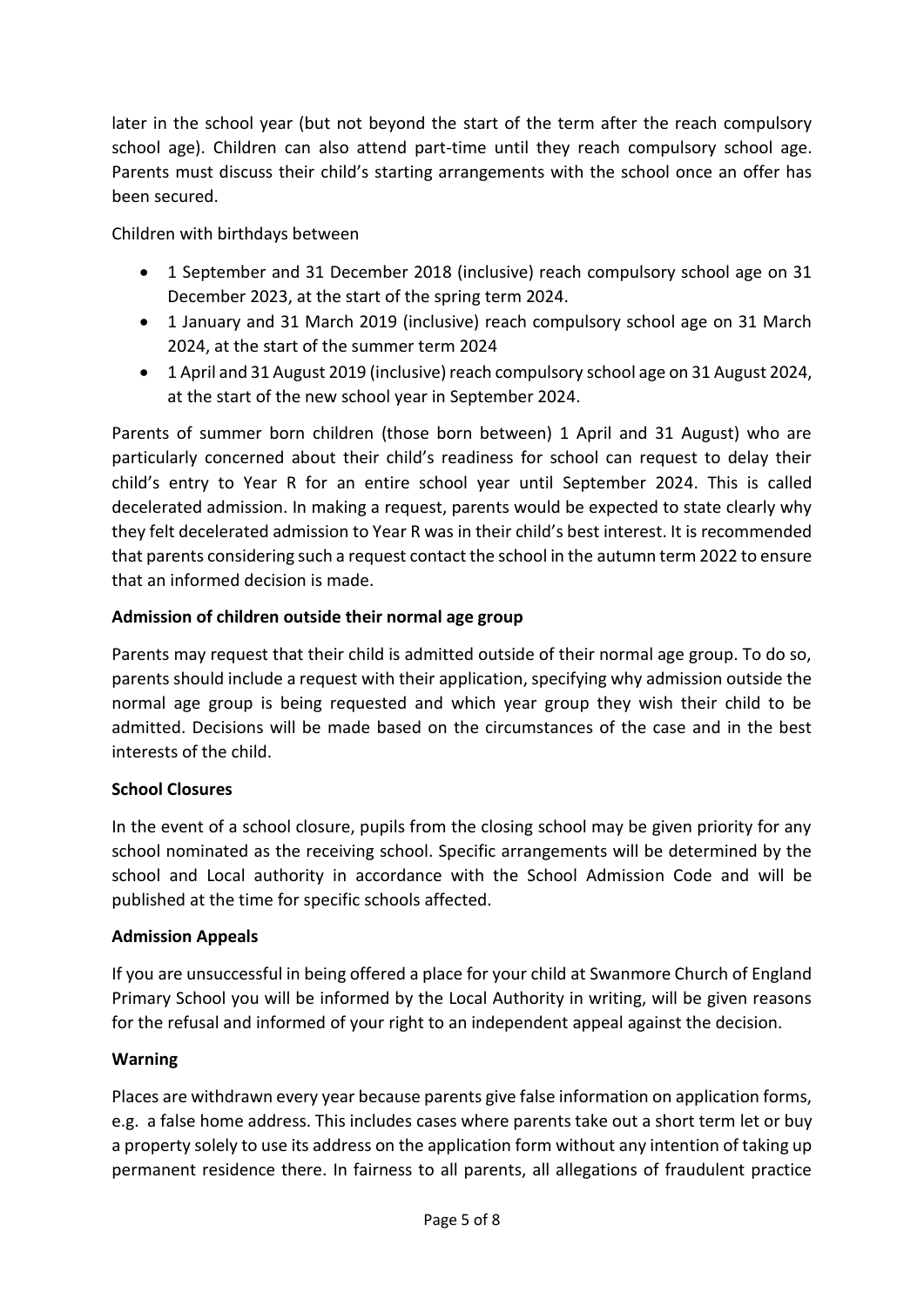later in the school year (but not beyond the start of the term after the reach compulsory school age). Children can also attend part-time until they reach compulsory school age. Parents must discuss their child's starting arrangements with the school once an offer has been secured.

Children with birthdays between

- 1 September and 31 December 2018 (inclusive) reach compulsory school age on 31 December 2023, at the start of the spring term 2024.
- 1 January and 31 March 2019 (inclusive) reach compulsory school age on 31 March 2024, at the start of the summer term 2024
- 1 April and 31 August 2019 (inclusive) reach compulsory school age on 31 August 2024, at the start of the new school year in September 2024.

Parents of summer born children (those born between) 1 April and 31 August) who are particularly concerned about their child's readiness for school can request to delay their child's entry to Year R for an entire school year until September 2024. This is called decelerated admission. In making a request, parents would be expected to state clearly why they felt decelerated admission to Year R was in their child's best interest. It is recommended that parents considering such a request contact the school in the autumn term 2022 to ensure that an informed decision is made.

**Admission of children outside their normal age group**

Parents may request that their child is admitted outside of their normal age group. To do so, parents should include a request with their application, specifying why admission outside the normal age group is being requested and which year group they wish their child to be admitted. Decisions will be made based on the circumstances of the case and in the best interests of the child.

**School Closures**

In the event of a school closure, pupils from the closing school may be given priority for any school nominated as the receiving school. Specific arrangements will be determined by the school and Local authority in accordance with the School Admission Code and will be published at the time for specific schools affected.

**Admission Appeals**

If you are unsuccessful in being offered a place for your child at Swanmore Church of England Primary School you will be informed by the Local Authority in writing, will be given reasons for the refusal and informed of your right to an independent appeal against the decision.

**Warning**

Places are withdrawn every year because parents give false information on application forms, e.g. a false home address. This includes cases where parents take out a short term let or buy a property solely to use its address on the application form without any intention of taking up permanent residence there. In fairness to all parents, all allegations of fraudulent practice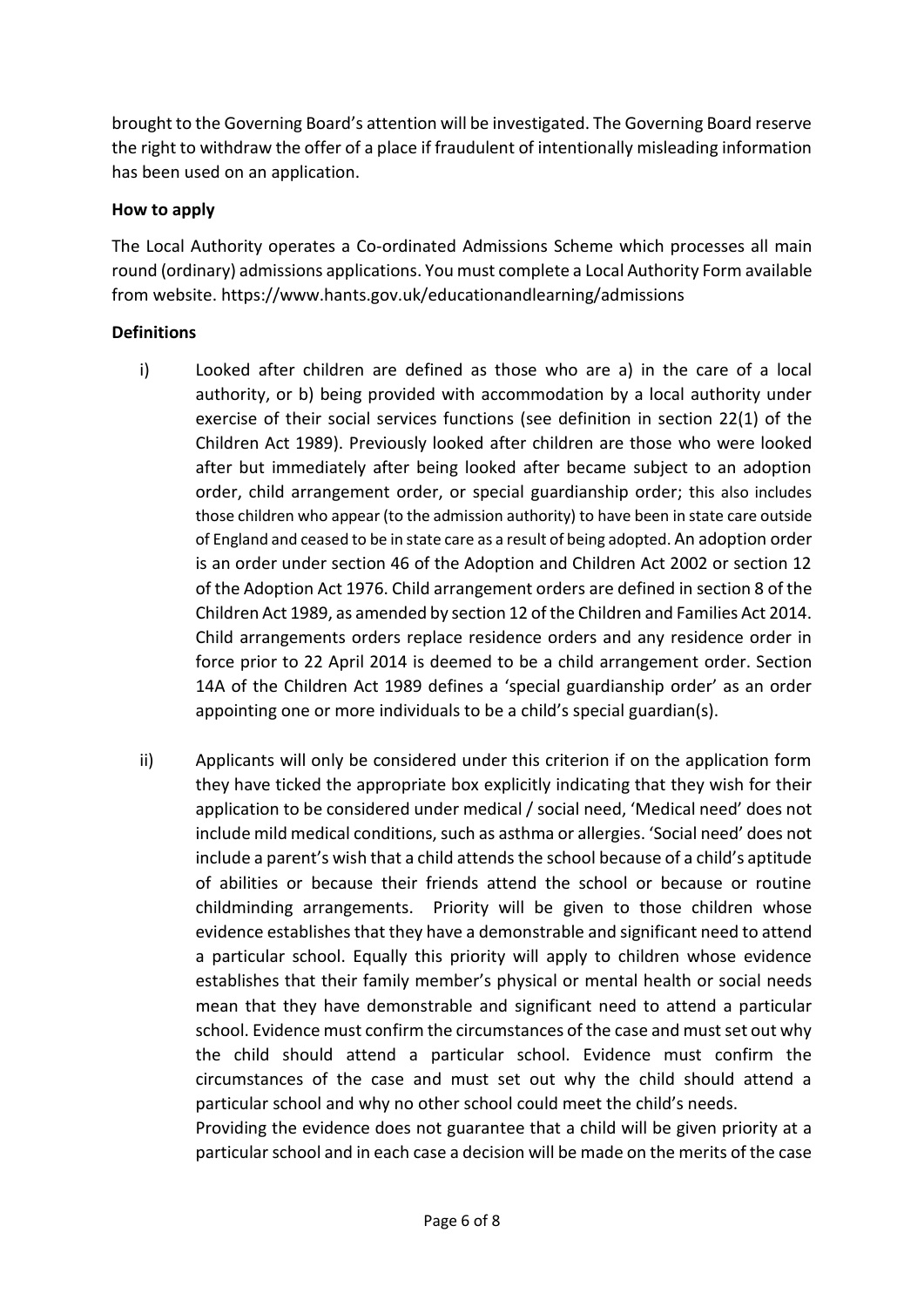brought to the Governing Board's attention will be investigated. The Governing Board reserve the right to withdraw the offer of a place if fraudulent of intentionally misleading information has been used on an application.

**How to apply**

The Local Authority operates a Co-ordinated Admissions Scheme which processes all main round (ordinary) admissions applications. You must complete a Local Authority Form available from website. https://www.hants.gov.uk/educationandlearning/admissions

**Definitions**

i) Looked after children are defined as those who are a) in the care of a local authority, or b) being provided with accommodation by a local authority under exercise of their social services functions (see definition in section 22(1) of the Children Act 1989). Previously looked after children are those who were looked after but immediately after being looked after became subject to an adoption order, child arrangement order, or special guardianship order; this also includes those children who appear (to the admission authority) to have been in state care outside of England and ceased to be in state care as a result of being adopted. An adoption order is an order under section 46 of the Adoption and Children Act 2002 or section 12 of the Adoption Act 1976. Child arrangement orders are defined in section 8 of the Children Act 1989, as amended by section 12 of the Children and Families Act 2014. Child arrangements orders replace residence orders and any residence order in force prior to 22 April 2014 is deemed to be a child arrangement order. Section 14A of the Children Act 1989 defines a 'special guardianship order' as an order appointing one or more individuals to be a child's special guardian(s).

ii) Applicants will only be considered under this criterion if on the application form they have ticked the appropriate box explicitly indicating that they wish for their application to be considered under medical / social need, 'Medical need' does not include mild medical conditions, such as asthma or allergies. 'Social need' does not include a parent's wish that a child attends the school because of a child's aptitude of abilities or because their friends attend the school or because or routine childminding arrangements. Priority will be given to those children whose evidence establishes that they have a demonstrable and significant need to attend a particular school. Equally this priority will apply to children whose evidence establishes that their family member's physical or mental health or social needs mean that they have demonstrable and significant need to attend a particular school. Evidence must confirm the circumstances of the case and must set out why the child should attend a particular school. Evidence must confirm the circumstances of the case and must set out why the child should attend a particular school and why no other school could meet the child's needs.
Providing the evidence does not guarantee that a child will be given priority at a particular school and in each case a decision will be made on the merits of the case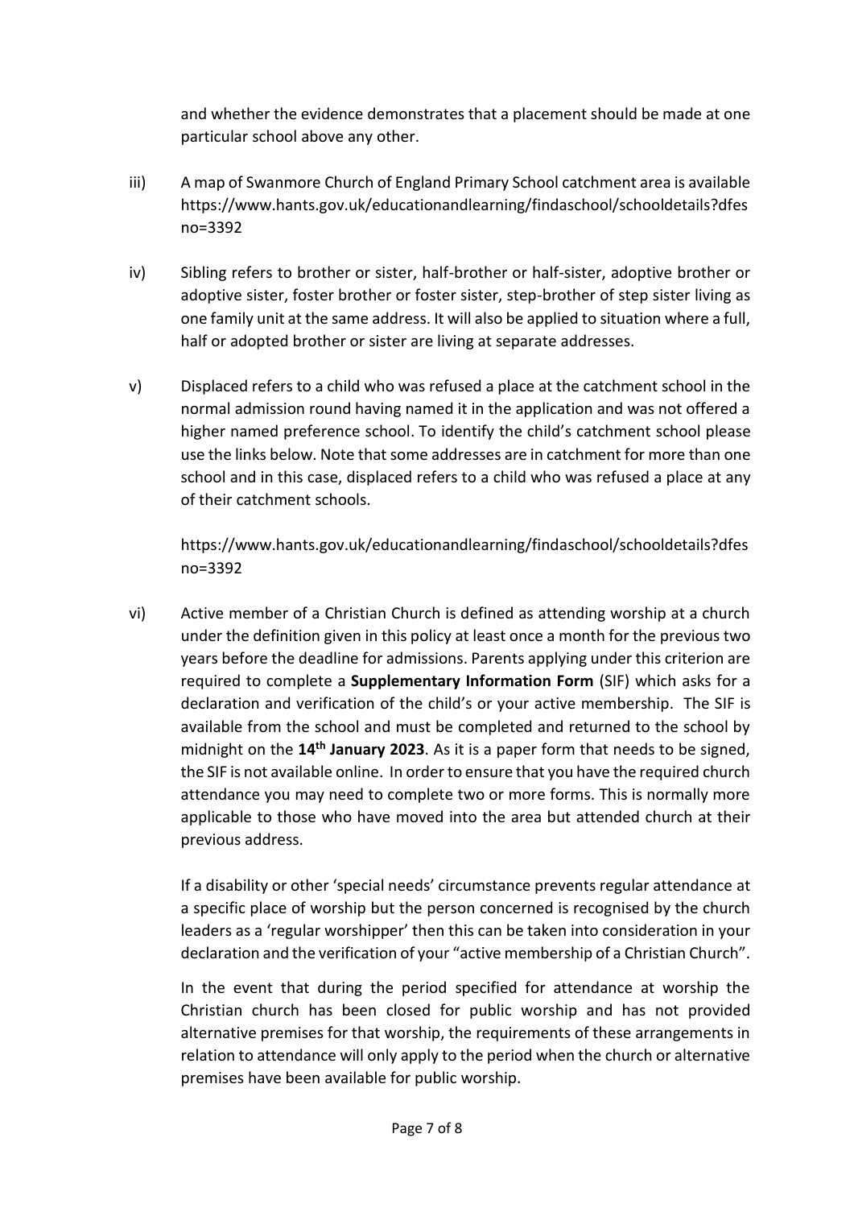and whether the evidence demonstrates that a placement should be made at one particular school above any other.

iii) A map of Swanmore Church of England Primary School catchment area is available https://www.hants.gov.uk/educationandlearning/findaschool/schooldetails?dfesno=3392

iv) Sibling refers to brother or sister, half-brother or half-sister, adoptive brother or adoptive sister, foster brother or foster sister, step-brother of step sister living as one family unit at the same address. It will also be applied to situation where a full, half or adopted brother or sister are living at separate addresses.

v) Displaced refers to a child who was refused a place at the catchment school in the normal admission round having named it in the application and was not offered a higher named preference school. To identify the child's catchment school please use the links below. Note that some addresses are in catchment for more than one school and in this case, displaced refers to a child who was refused a place at any of their catchment schools.

   https://www.hants.gov.uk/educationandlearning/findaschool/schooldetails?dfesno=3392

vi) Active member of a Christian Church is defined as attending worship at a church under the definition given in this policy at least once a month for the previous two years before the deadline for admissions. Parents applying under this criterion are required to complete a **Supplementary Information Form** (SIF) which asks for a declaration and verification of the child's or your active membership. The SIF is available from the school and must be completed and returned to the school by midnight on the **14th January 2023**. As it is a paper form that needs to be signed, the SIF is not available online. In order to ensure that you have the required church attendance you may need to complete two or more forms. This is normally more applicable to those who have moved into the area but attended church at their previous address.

   If a disability or other 'special needs' circumstance prevents regular attendance at a specific place of worship but the person concerned is recognised by the church leaders as a 'regular worshipper' then this can be taken into consideration in your declaration and the verification of your "active membership of a Christian Church".

   In the event that during the period specified for attendance at worship the Christian church has been closed for public worship and has not provided alternative premises for that worship, the requirements of these arrangements in relation to attendance will only apply to the period when the church or alternative premises have been available for public worship.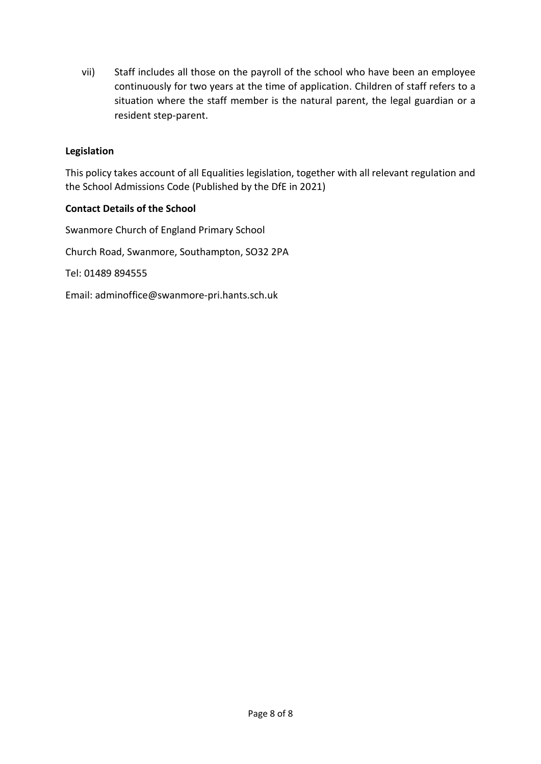vii) Staff includes all those on the payroll of the school who have been an employee continuously for two years at the time of application. Children of staff refers to a situation where the staff member is the natural parent, the legal guardian or a resident step-parent.

**Legislation**

This policy takes account of all Equalities legislation, together with all relevant regulation and the School Admissions Code (Published by the DfE in 2021)

**Contact Details of the School**

Swanmore Church of England Primary School

Church Road, Swanmore, Southampton, SO32 2PA

Tel: 01489 894555

Email: adminoffice@swanmore-pri.hants.sch.uk